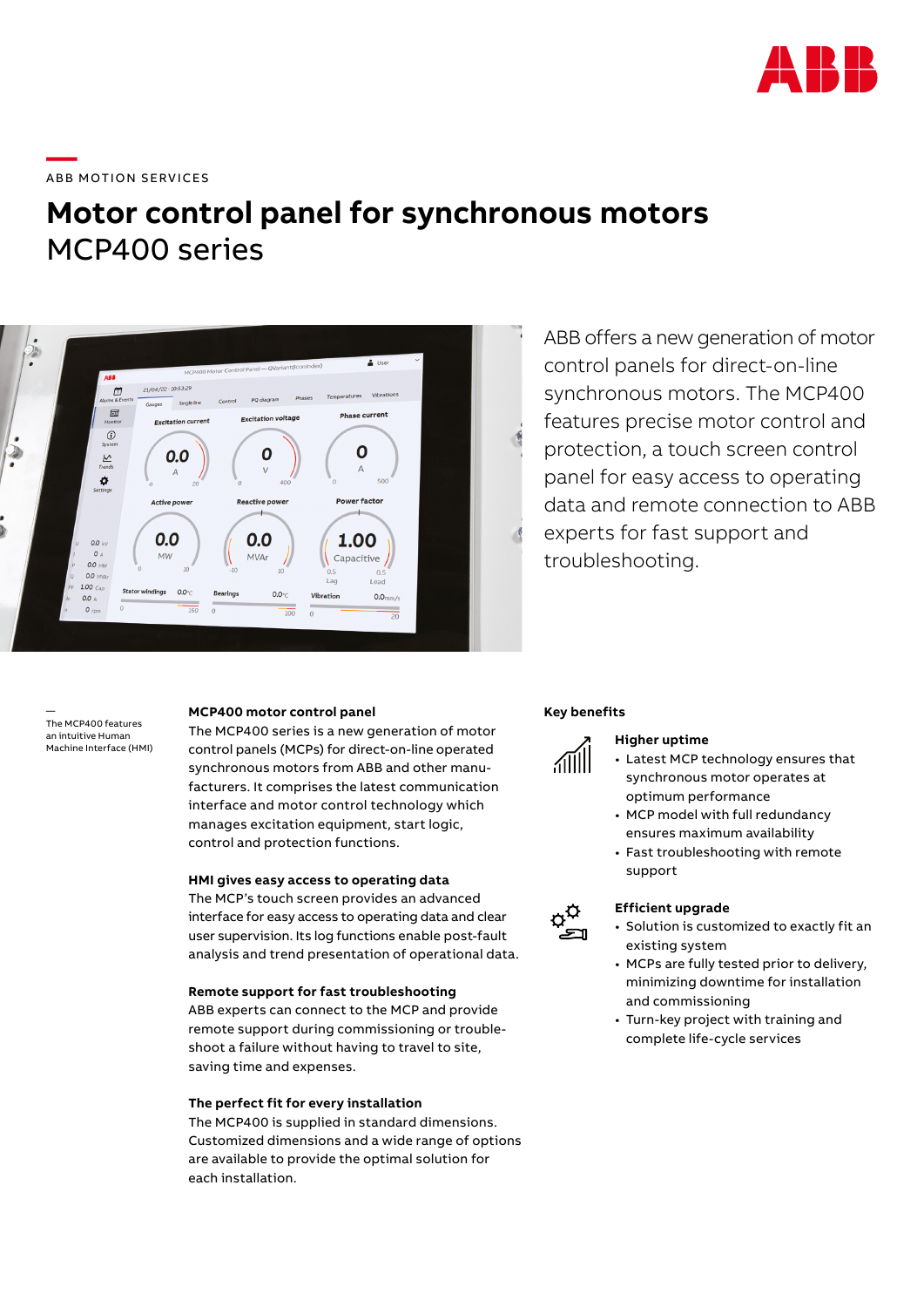ABB MOTION SERVICES

# Motor control panel for synchronous motors
## MCP400 series

ABB offers a new generation of motor control panels for direct-on-line synchronous motors. The MCP400 features precise motor control and protection, a touch screen control panel for easy access to operating data and remote connection to ABB experts for fast support and troubleshooting.

—
The MCP400 features an intuitive Human Machine Interface (HMI)

**MCP400 motor control panel**
The MCP400 series is a new generation of motor control panels (MCPs) for direct-on-line operated synchronous motors from ABB and other manufacturers. It comprises the latest interface and motor control technology which manages excitation equipment, start logic, control and protection functions.

**HMI gives easy access to operating data**
The MCP's touch screen provides an advanced interface for easy access to operating data and clear user supervision. Its log functions enable post-fault analysis and trend presentation of operational data.

**Remote support for fast troubleshooting**
ABB experts can connect to the MCP and provide remote support during commissioning or troubleshoot a failure without having to travel to site, saving time and expenses.

**The perfect fit for every installation**
The MCP400 is supplied in standard dimensions. Customized dimensions and a wide range of options are available to provide the optimal solution for each installation.

**Key benefits**

**Higher uptime**
- Latest MCP technology ensures that synchronous motor operates at optimum performance
- MCP model with full redundancy ensures maximum availability
- Fast troubleshooting with remote support

**Efficient upgrade**
- Solution is customized to exactly fit an existing system
- MCPs are fully tested prior to delivery, minimizing downtime for installation and commissioning
- Turn-key project with training and complete life-cycle services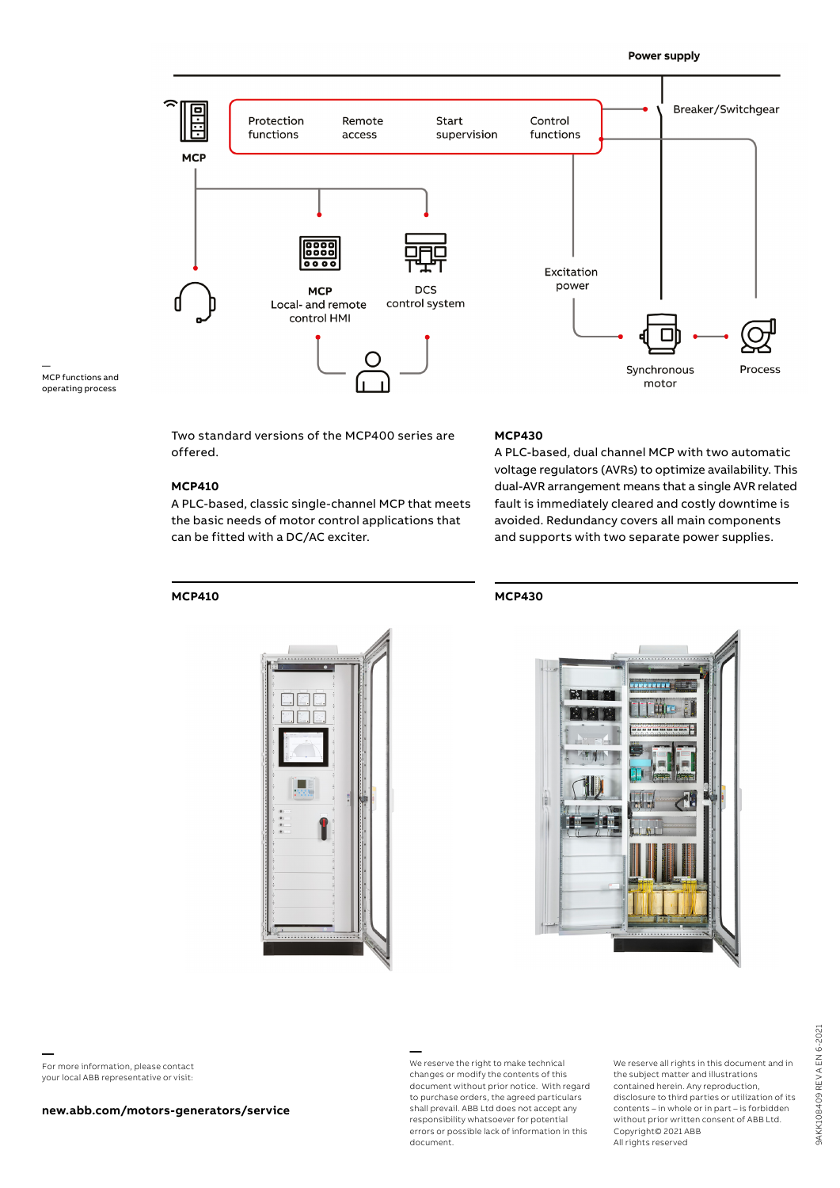Power supply

Breaker/Switchgear

MCP

Protection functions

Remote access

Start supervision

Control functions

MCP
Local- and remote control HMI

DCS
control system

Excitation power

Synchronous motor

Process

—
MCP functions and operating process

Two standard versions of the MCP400 series are offered.

**MCP410**
A PLC-based, classic single-channel MCP that meets the basic needs of motor control applications that can be fitted with a DC/AC exciter.

**MCP430**
A PLC-based, dual channel MCP with two automatic voltage regulators (AVRs) to optimize availability. This dual-AVR arrangement means that a single AVR related fault is immediately cleared and costly downtime is avoided. Redundancy covers all main components and supports with two separate power supplies.

**MCP410**

**MCP430**

—
For more information, please contact your local ABB representative or visit:

**new.abb.com/motors-generators/service**

—
We reserve the right to make technical changes or modify the contents of this document without prior notice. With regard to purchase orders, the agreed particulars shall prevail. ABB Ltd does not accept any responsibility whatsoever for potential errors or possible lack of information in this document.

We reserve all rights in this document and in the subject matter and illustrations contained herein. Any reproduction, disclosure to third parties or utilization of its contents – in whole or in part – is forbidden without prior written consent of ABB Ltd.
Copyright© 2021 ABB
All rights reserved

9AKK108409 REV A EN 6-2021